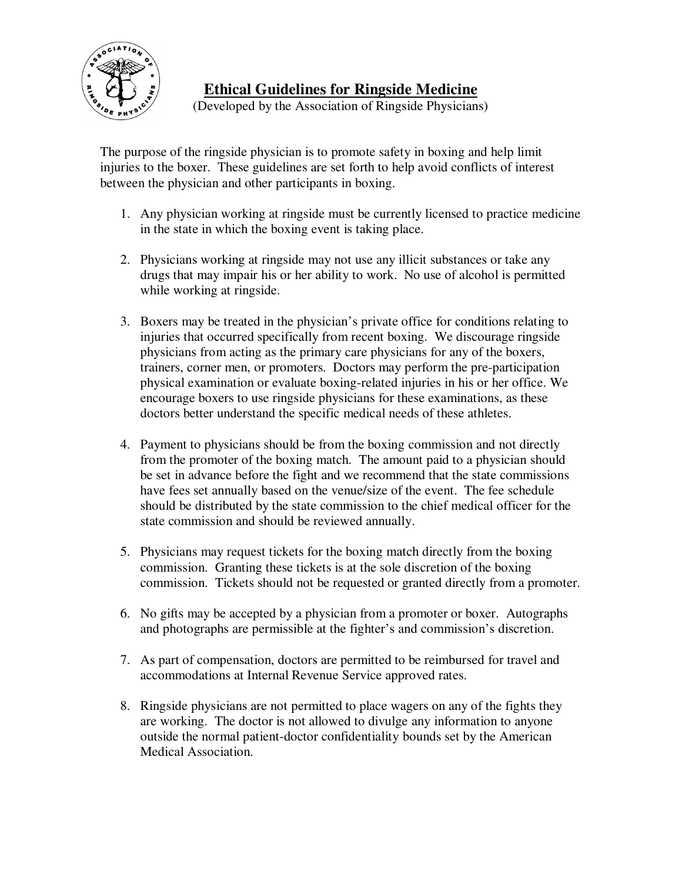# Ethical Guidelines for Ringside Medicine

(Developed by the Association of Ringside Physicians)

The purpose of the ringside physician is to promote safety in boxing and help limit injuries to the boxer. These guidelines are set forth to help avoid conflicts of interest between the physician and other participants in boxing.

1. Any physician working at ringside must be currently licensed to practice medicine in the state in which the boxing event is taking place.

2. Physicians working at ringside may not use any illicit substances or take any drugs that may impair his or her ability to work. No use of alcohol is permitted while working at ringside.

3. Boxers may be treated in the physician's private office for conditions relating to injuries that occurred specifically from recent boxing. We discourage ringside physicians from acting as the primary care physicians for any of the boxers, trainers, corner men, or promoters. Doctors may perform the pre-participation physical examination or evaluate boxing-related injuries in his or her office. We encourage boxers to use ringside physicians for these examinations, as these doctors better understand the specific medical needs of these athletes.

4. Payment to physicians should be from the boxing commission and not directly from the promoter of the boxing match. The amount paid to a physician should be set in advance before the fight and we recommend that the state commissions have fees set annually based on the venue/size of the event. The fee schedule should be distributed by the state commission to the chief medical officer for the state commission and should be reviewed annually.

5. Physicians may request tickets for the boxing match directly from the boxing commission. Granting these tickets is at the sole discretion of the boxing commission. Tickets should not be requested or granted directly from a promoter.

6. No gifts may be accepted by a physician from a promoter or boxer. Autographs and photographs are permissible at the fighter's and commission's discretion.

7. As part of compensation, doctors are permitted to be reimbursed for travel and accommodations at Internal Revenue Service approved rates.

8. Ringside physicians are not permitted to place wagers on any of the fights they are working. The doctor is not allowed to divulge any information to anyone outside the normal patient-doctor confidentiality bounds set by the American Medical Association.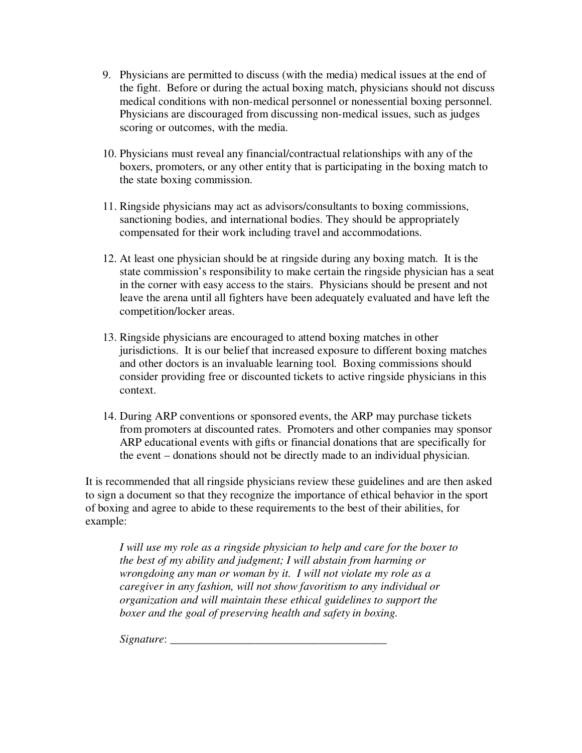9. Physicians are permitted to discuss (with the media) medical issues at the end of the fight. Before or during the actual boxing match, physicians should not discuss medical conditions with non-medical personnel or nonessential boxing personnel. Physicians are discouraged from discussing non-medical issues, such as judges scoring or outcomes, with the media.

10. Physicians must reveal any financial/contractual relationships with any of the boxers, promoters, or any other entity that is participating in the boxing match to the state boxing commission.

11. Ringside physicians may act as advisors/consultants to boxing commissions, sanctioning bodies, and international bodies. They should be appropriately compensated for their work including travel and accommodations.

12. At least one physician should be at ringside during any boxing match. It is the state commission's responsibility to make certain the ringside physician has a seat in the corner with easy access to the stairs. Physicians should be present and not leave the arena until all fighters have been adequately evaluated and have left the competition/locker areas.

13. Ringside physicians are encouraged to attend boxing matches in other jurisdictions. It is our belief that increased exposure to different boxing matches and other doctors is an invaluable learning tool. Boxing commissions should consider providing free or discounted tickets to active ringside physicians in this context.

14. During ARP conventions or sponsored events, the ARP may purchase tickets from promoters at discounted rates. Promoters and other companies may sponsor ARP educational events with gifts or financial donations that are specifically for the event – donations should not be directly made to an individual physician.

It is recommended that all ringside physicians review these guidelines and are then asked to sign a document so that they recognize the importance of ethical behavior in the sport of boxing and agree to abide to these requirements to the best of their abilities, for example:

> *I will use my role as a ringside physician to help and care for the boxer to the best of my ability and judgment; I will abstain from harming or wrongdoing any man or woman by it. I will not violate my role as a caregiver in any fashion, will not show favoritism to any individual or organization and will maintain these ethical guidelines to support the boxer and the goal of preserving health and safety in boxing.*
>
> *Signature*: _______________________________________